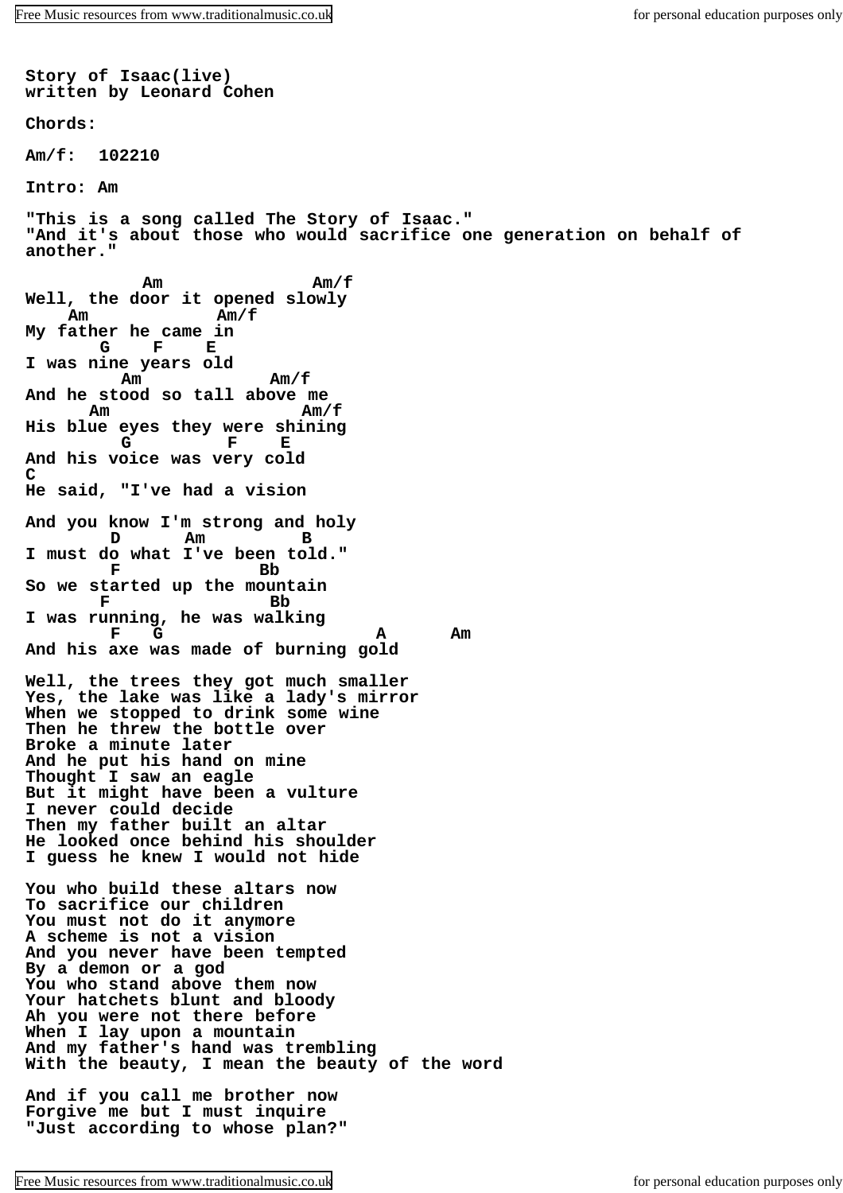**Story of Isaac(live)**
**written by Leonard Cohen**

**Chords:**

**Am/f: 102210**

**Intro: Am**

**"This is a song called The Story of Isaac."**
**"And it's about those who would sacrifice one generation on behalf of another."**

```
           Am              Am/f
Well, the door it opened slowly
    Am            Am/f
My father he came in
       G    F    E
I was nine years old
         Am            Am/f
And he stood so tall above me
      Am                 Am/f
His blue eyes they were shining
         G         F    E
And his voice was very cold
C
He said, "I've had a vision

And you know I'm strong and holy
        D      Am         B
I must do what I've been told."
        F             Bb
So we started up the mountain
       F               Bb
I was running, he was walking
        F   G                   A      Am
And his axe was made of burning gold

Well, the trees they got much smaller
Yes, the lake was like a lady's mirror
When we stopped to drink some wine
Then he threw the bottle over
Broke a minute later
And he put his hand on mine
Thought I saw an eagle
But it might have been a vulture
I never could decide
Then my father built an altar
He looked once behind his shoulder
I guess he knew I would not hide

You who build these altars now
To sacrifice our children
You must not do it anymore
A scheme is not a vision
And you never have been tempted
By a demon or a god
You who stand above them now
Your hatchets blunt and bloody
Ah you were not there before
When I lay upon a mountain
And my father's hand was trembling
With the beauty, I mean the beauty of the word

And if you call me brother now
Forgive me but I must inquire
"Just according to whose plan?"
```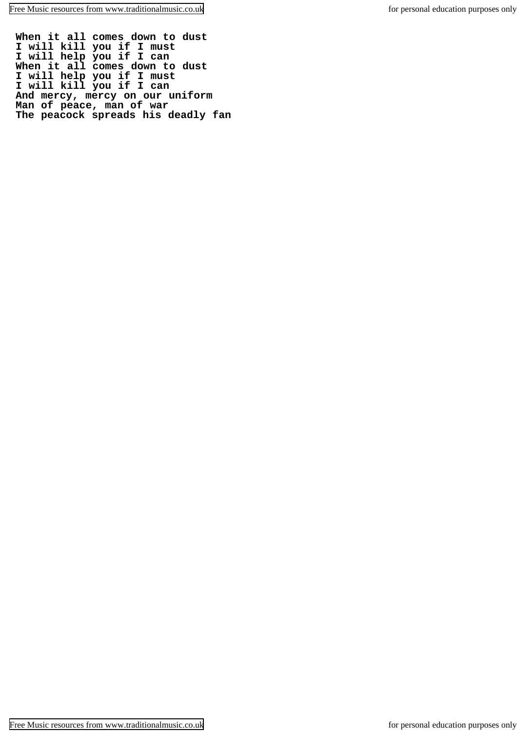**When it all comes down to dust**
**I will kill you if I must**
**I will help you if I can**
**When it all comes down to dust**
**I will help you if I must**
**I will kill you if I can**
**And mercy, mercy on our uniform**
**Man of peace, man of war**
**The peacock spreads his deadly fan**